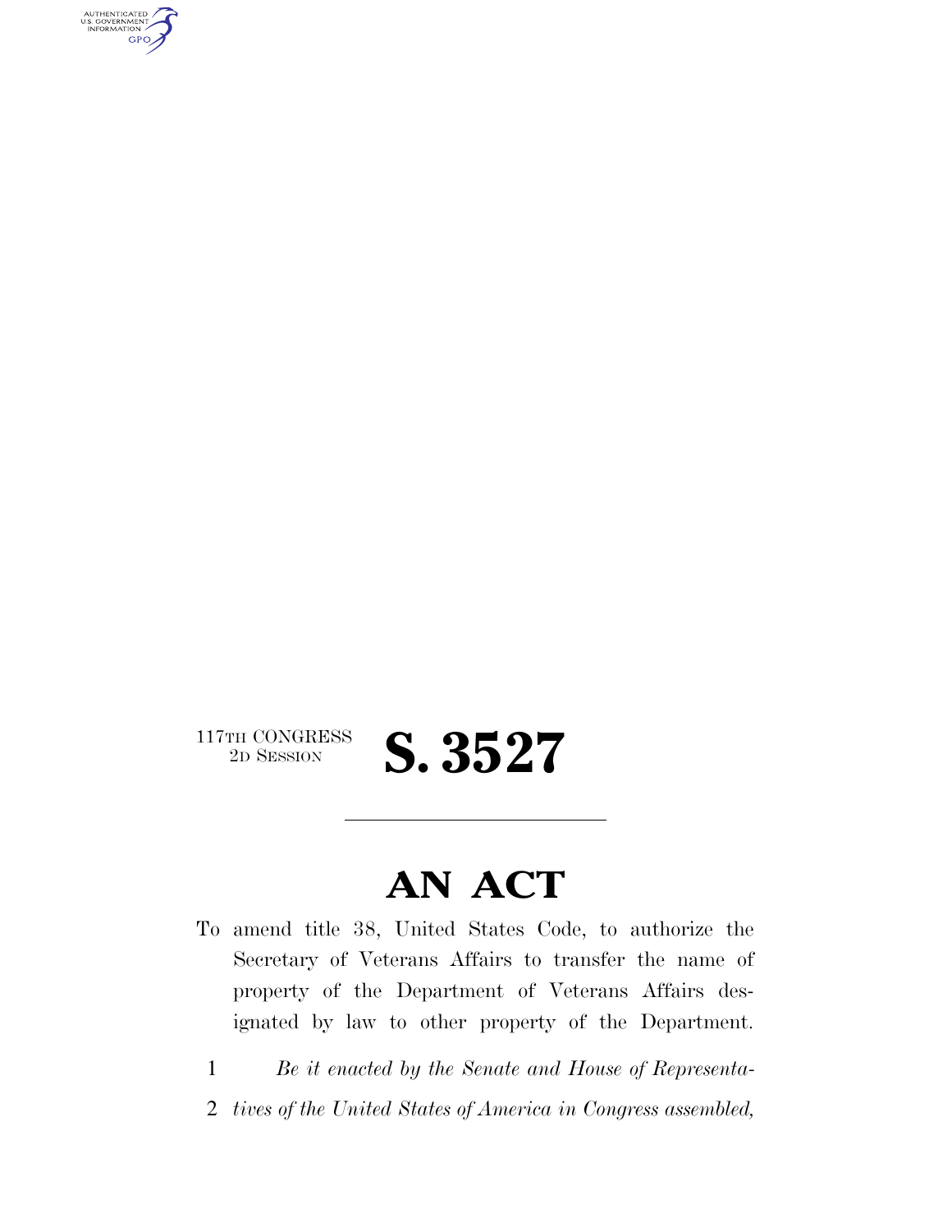117TH CONGRESS
2D SESSION

# S. 3527

## AN ACT

To amend title 38, United States Code, to authorize the Secretary of Veterans Affairs to transfer the name of property of the Department of Veterans Affairs designated by law to other property of the Department.

1 *Be it enacted by the Senate and House of Representa-*
2 *tives of the United States of America in Congress assembled,*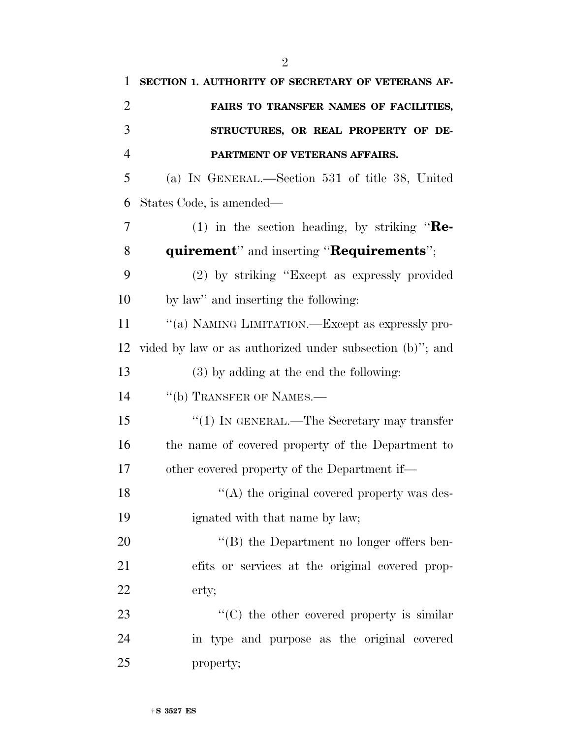**SECTION 1. AUTHORITY OF SECRETARY OF VETERANS AFFAIRS TO TRANSFER NAMES OF FACILITIES, STRUCTURES, OR REAL PROPERTY OF DEPARTMENT OF VETERANS AFFAIRS.**

(a) IN GENERAL.—Section 531 of title 38, United States Code, is amended—

(1) in the section heading, by striking "**Requirement**" and inserting "**Requirements**";

(2) by striking "Except as expressly provided by law" and inserting the following:

"(a) NAMING LIMITATION.—Except as expressly provided by law or as authorized under subsection (b)"; and

(3) by adding at the end the following:

"(b) TRANSFER OF NAMES.—

"(1) IN GENERAL.—The Secretary may transfer the name of covered property of the Department to other covered property of the Department if—

"(A) the original covered property was designated with that name by law;

"(B) the Department no longer offers benefits or services at the original covered property;

"(C) the other covered property is similar in type and purpose as the original covered property;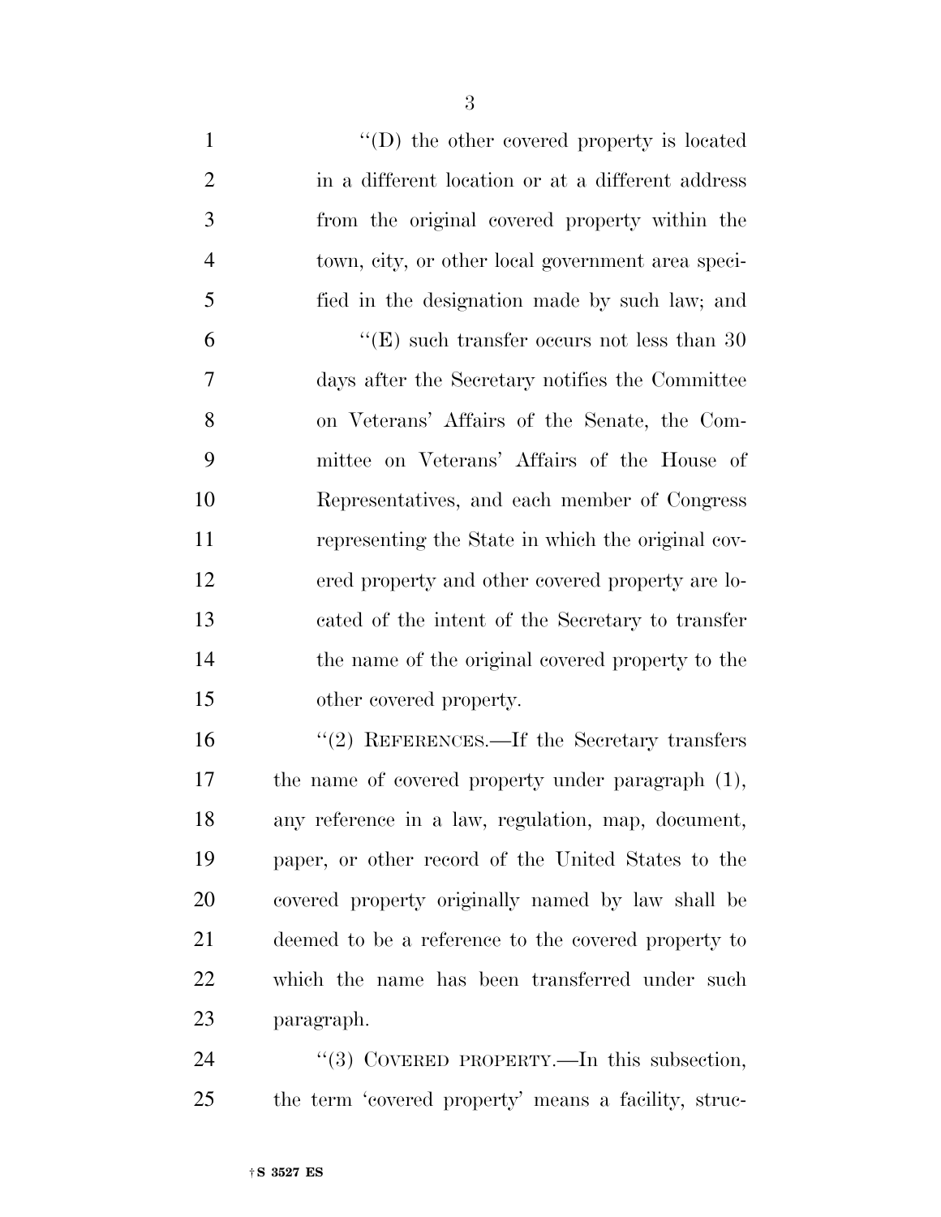"(D) the other covered property is located in a different location or at a different address from the original covered property within the town, city, or other local government area specified in the designation made by such law; and

"(E) such transfer occurs not less than 30 days after the Secretary notifies the Committee on Veterans' Affairs of the Senate, the Committee on Veterans' Affairs of the House of Representatives, and each member of Congress representing the State in which the original covered property and other covered property are located of the intent of the Secretary to transfer the name of the original covered property to the other covered property.

"(2) REFERENCES.—If the Secretary transfers the name of covered property under paragraph (1), any reference in a law, regulation, map, document, paper, or other record of the United States to the covered property originally named by law shall be deemed to be a reference to the covered property to which the name has been transferred under such paragraph.

"(3) COVERED PROPERTY.—In this subsection, the term 'covered property' means a facility, struc-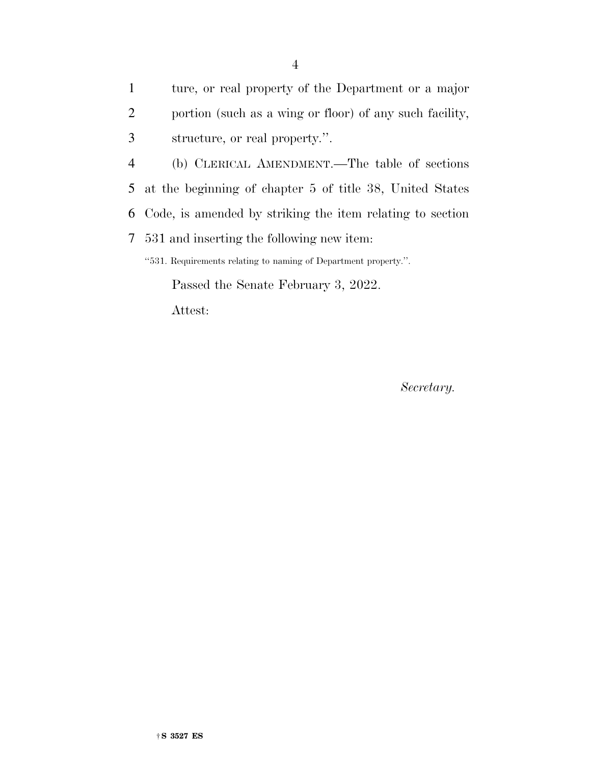ture, or real property of the Department or a major portion (such as a wing or floor) of any such facility, structure, or real property.''.

(b) CLERICAL AMENDMENT.—The table of sections at the beginning of chapter 5 of title 38, United States Code, is amended by striking the item relating to section 531 and inserting the following new item:

''531. Requirements relating to naming of Department property.''.

Passed the Senate February 3, 2022.

Attest:

*Secretary.*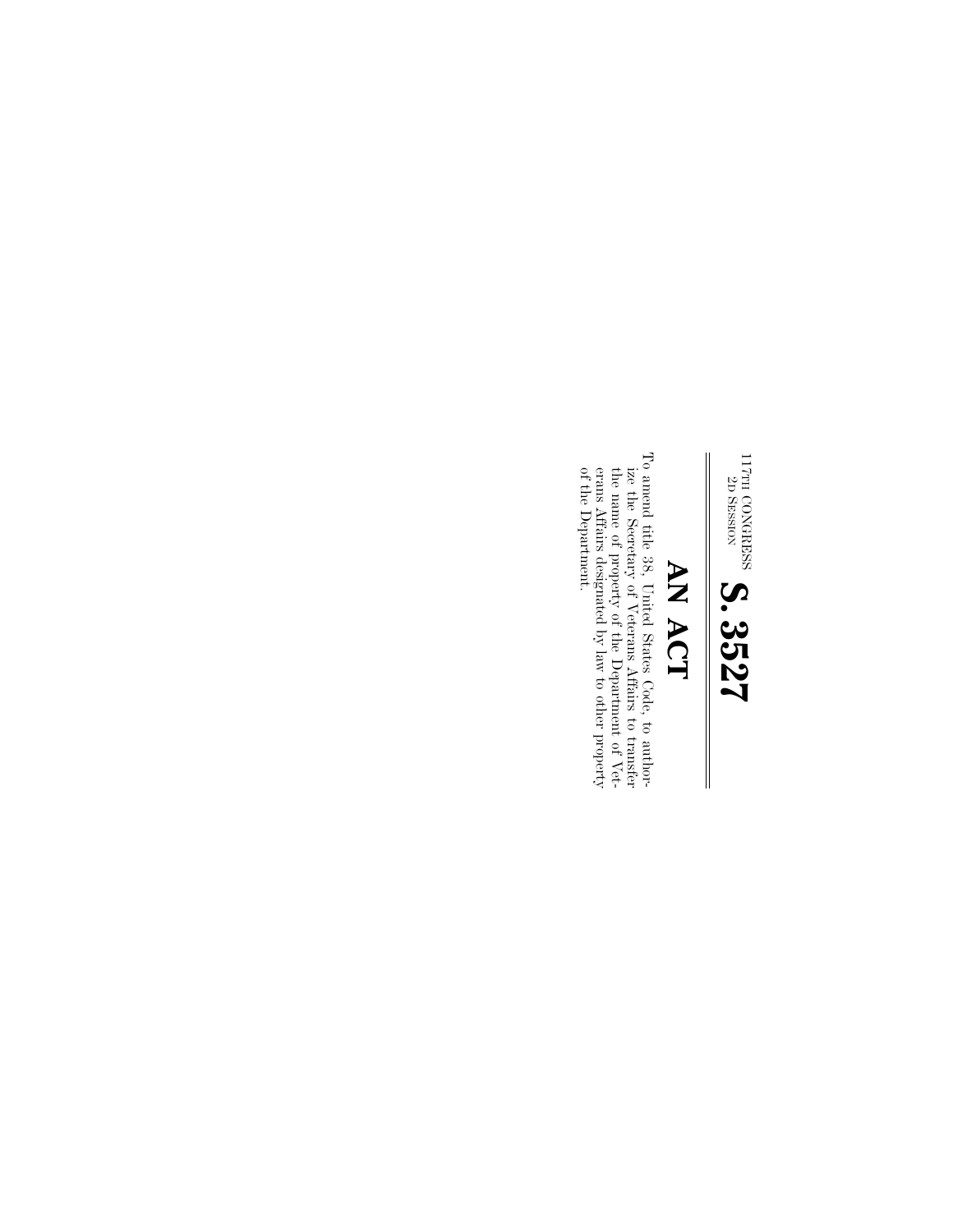117TH CONGRESS
2D SESSION

# S. 3527

# AN ACT

To amend title 38, United States Code, to authorize the Secretary of Veterans Affairs to transfer the name of property of the Department of Veterans Affairs designated by law to other property of the Department.